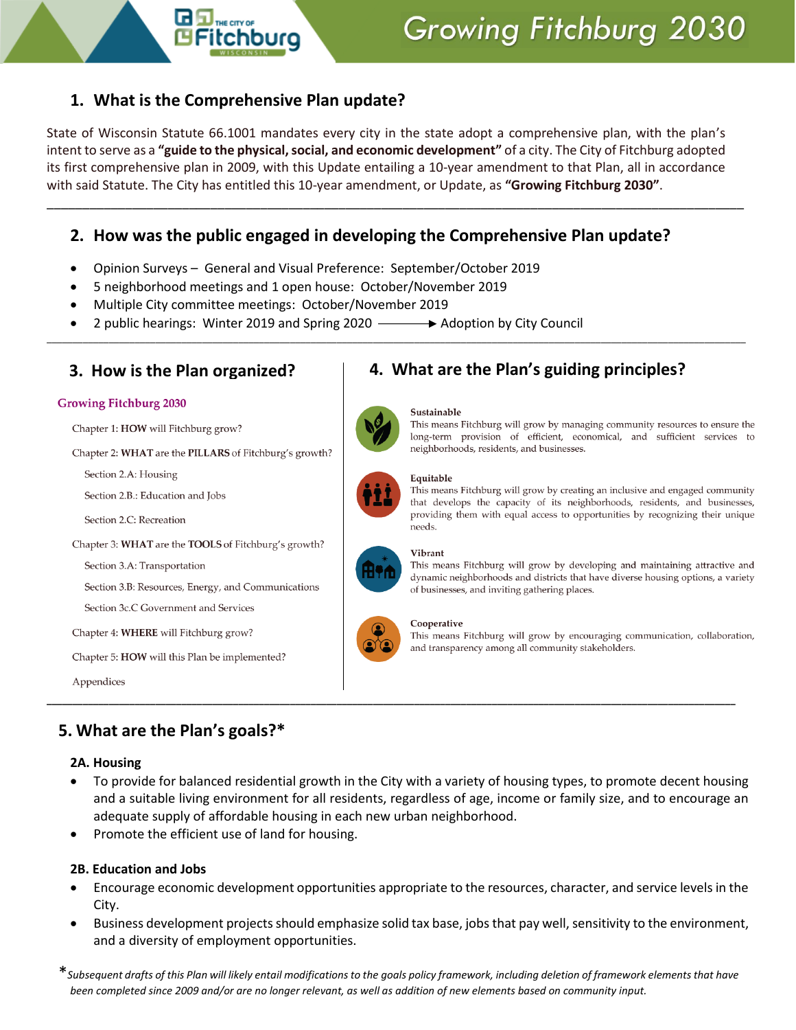# Growing Fitchburg 2030

## 1. What is the Comprehensive Plan update?

State of Wisconsin Statute 66.1001 mandates every city in the state adopt a comprehensive plan, with the plan's intent to serve as a **"guide to the physical, social, and economic development"** of a city. The City of Fitchburg adopted its first comprehensive plan in 2009, with this Update entailing a 10-year amendment to that Plan, all in accordance with said Statute. The City has entitled this 10-year amendment, or Update, as **"Growing Fitchburg 2030"**.

## 2. How was the public engaged in developing the Comprehensive Plan update?

- Opinion Surveys – General and Visual Preference: September/October 2019
- 5 neighborhood meetings and 1 open house: October/November 2019
- Multiple City committee meetings: October/November 2019
- 2 public hearings: Winter 2019 and Spring 2020 ⟶ Adoption by City Council

## 3. How is the Plan organized?

**Growing Fitchburg 2030**

- Chapter 1: **HOW** will Fitchburg grow?
- Chapter 2: **WHAT** are the **PILLARS** of Fitchburg's growth?
  - Section 2.A: Housing
  - Section 2.B.: Education and Jobs
  - Section 2.C: Recreation
- Chapter 3: **WHAT** are the **TOOLS** of Fitchburg's growth?
  - Section 3.A: Transportation
  - Section 3.B: Resources, Energy, and Communications
  - Section 3c.C Government and Services
- Chapter 4: **WHERE** will Fitchburg grow?
- Chapter 5: **HOW** will this Plan be implemented?
- Appendices

## 4. What are the Plan's guiding principles?

**Sustainable**
This means Fitchburg will grow by managing community resources to ensure the long-term provision of efficient, economical, and sufficient services to neighborhoods, residents, and businesses.

**Equitable**
This means Fitchburg will grow by creating an inclusive and engaged community that develops the capacity of its neighborhoods, residents, and businesses, providing them with equal access to opportunities by recognizing their unique needs.

**Vibrant**
This means Fitchburg will grow by developing and maintaining attractive and dynamic neighborhoods and districts that have diverse housing options, a variety of businesses, and inviting gathering places.

**Cooperative**
This means Fitchburg will grow by encouraging communication, collaboration, and transparency among all community stakeholders.

## 5. What are the Plan's goals?*

### 2A. Housing

- To provide for balanced residential growth in the City with a variety of housing types, to promote decent housing and a suitable living environment for all residents, regardless of age, income or family size, and to encourage an adequate supply of affordable housing in each new urban neighborhood.
- Promote the efficient use of land for housing.

### 2B. Education and Jobs

- Encourage economic development opportunities appropriate to the resources, character, and service levels in the City.
- Business development projects should emphasize solid tax base, jobs that pay well, sensitivity to the environment, and a diversity of employment opportunities.

**Subsequent drafts of this Plan will likely entail modifications to the goals policy framework, including deletion of framework elements that have been completed since 2009 and/or are no longer relevant, as well as addition of new elements based on community input.*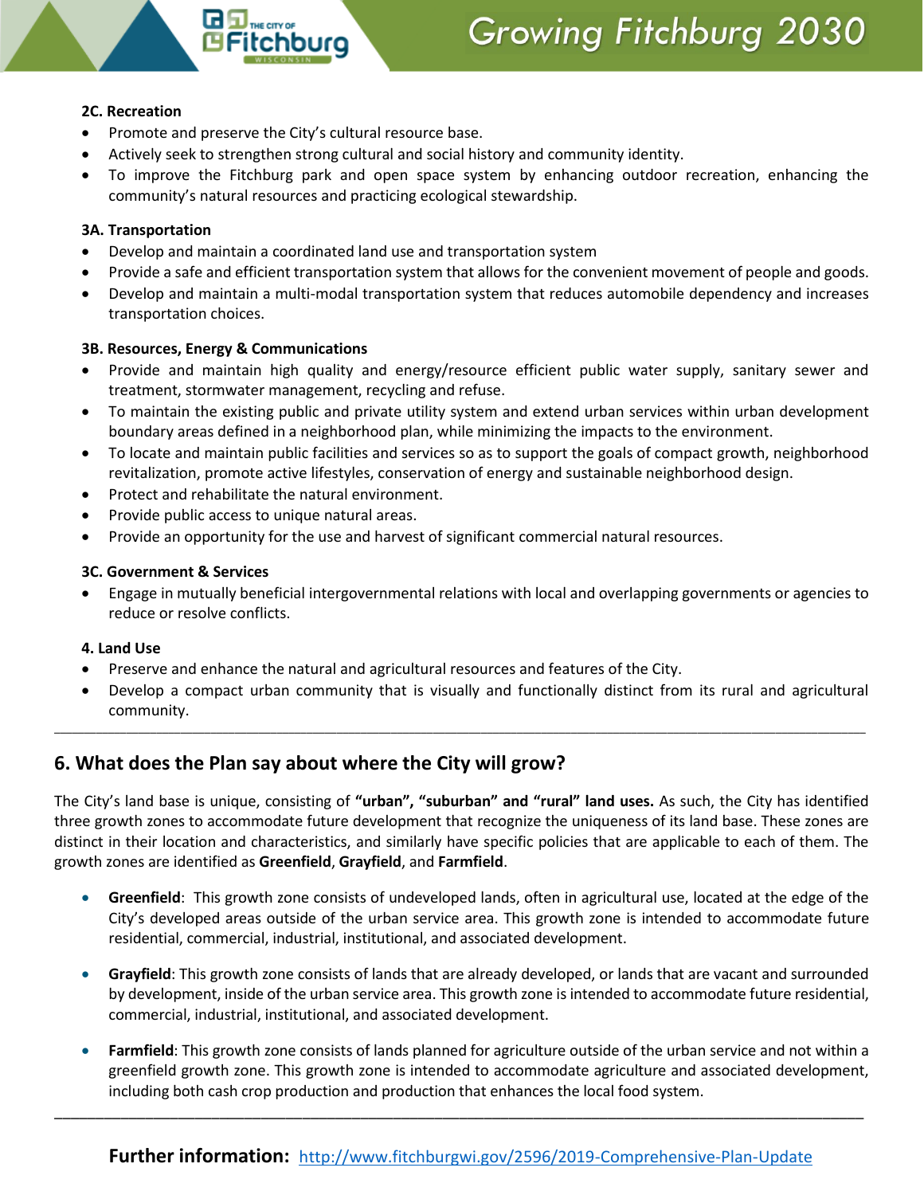**2C. Recreation**

- Promote and preserve the City's cultural resource base.
- Actively seek to strengthen strong cultural and social history and community identity.
- To improve the Fitchburg park and open space system by enhancing outdoor recreation, enhancing the community's natural resources and practicing ecological stewardship.

**3A. Transportation**

- Develop and maintain a coordinated land use and transportation system
- Provide a safe and efficient transportation system that allows for the convenient movement of people and goods.
- Develop and maintain a multi-modal transportation system that reduces automobile dependency and increases transportation choices.

**3B. Resources, Energy & Communications**

- Provide and maintain high quality and energy/resource efficient public water supply, sanitary sewer and treatment, stormwater management, recycling and refuse.
- To maintain the existing public and private utility system and extend urban services within urban development boundary areas defined in a neighborhood plan, while minimizing the impacts to the environment.
- To locate and maintain public facilities and services so as to support the goals of compact growth, neighborhood revitalization, promote active lifestyles, conservation of energy and sustainable neighborhood design.
- Protect and rehabilitate the natural environment.
- Provide public access to unique natural areas.
- Provide an opportunity for the use and harvest of significant commercial natural resources.

**3C. Government & Services**

- Engage in mutually beneficial intergovernmental relations with local and overlapping governments or agencies to reduce or resolve conflicts.

**4. Land Use**

- Preserve and enhance the natural and agricultural resources and features of the City.
- Develop a compact urban community that is visually and functionally distinct from its rural and agricultural community.

---

## 6. What does the Plan say about where the City will grow?

The City's land base is unique, consisting of **"urban", "suburban" and "rural" land uses.** As such, the City has identified three growth zones to accommodate future development that recognize the uniqueness of its land base. These zones are distinct in their location and characteristics, and similarly have specific policies that are applicable to each of them. The growth zones are identified as **Greenfield**, **Grayfield**, and **Farmfield**.

- **Greenfield**: This growth zone consists of undeveloped lands, often in agricultural use, located at the edge of the City's developed areas outside of the urban service area. This growth zone is intended to accommodate future residential, commercial, industrial, institutional, and associated development.
- **Grayfield**: This growth zone consists of lands that are already developed, or lands that are vacant and surrounded by development, inside of the urban service area. This growth zone is intended to accommodate future residential, commercial, industrial, institutional, and associated development.
- **Farmfield**: This growth zone consists of lands planned for agriculture outside of the urban service and not within a greenfield growth zone. This growth zone is intended to accommodate agriculture and associated development, including both cash crop production and production that enhances the local food system.

---

**Further information:** http://www.fitchburgwi.gov/2596/2019-Comprehensive-Plan-Update